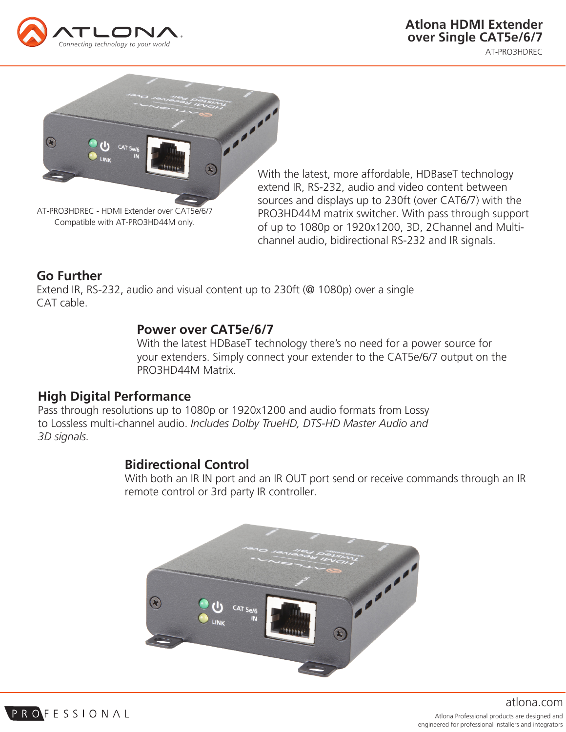# Atlona HDMI Extender over Single CAT5e/6/7

AT-PRO3HDREC

AT-PRO3HDREC - HDMI Extender over CAT5e/6/7
Compatible with AT-PRO3HD44M only.

With the latest, more affordable, HDBaseT technology extend IR, RS-232, audio and video content between sources and displays up to 230ft (over CAT6/7) with the PRO3HD44M matrix switcher. With pass through support of up to 1080p or 1920x1200, 3D, 2Channel and Multi-channel audio, bidirectional RS-232 and IR signals.

## Go Further

Extend IR, RS-232, audio and visual content up to 230ft (@ 1080p) over a single CAT cable.

## Power over CAT5e/6/7

With the latest HDBaseT technology there's no need for a power source for your extenders. Simply connect your extender to the CAT5e/6/7 output on the PRO3HD44M Matrix.

## High Digital Performance

Pass through resolutions up to 1080p or 1920x1200 and audio formats from Lossy to Lossless multi-channel audio. *Includes Dolby TrueHD, DTS-HD Master Audio and 3D signals.*

## Bidirectional Control

With both an IR IN port and an IR OUT port send or receive commands through an IR remote control or 3rd party IR controller.

atlona.com

Atlona Professional products are designed and engineered for professional installers and integrators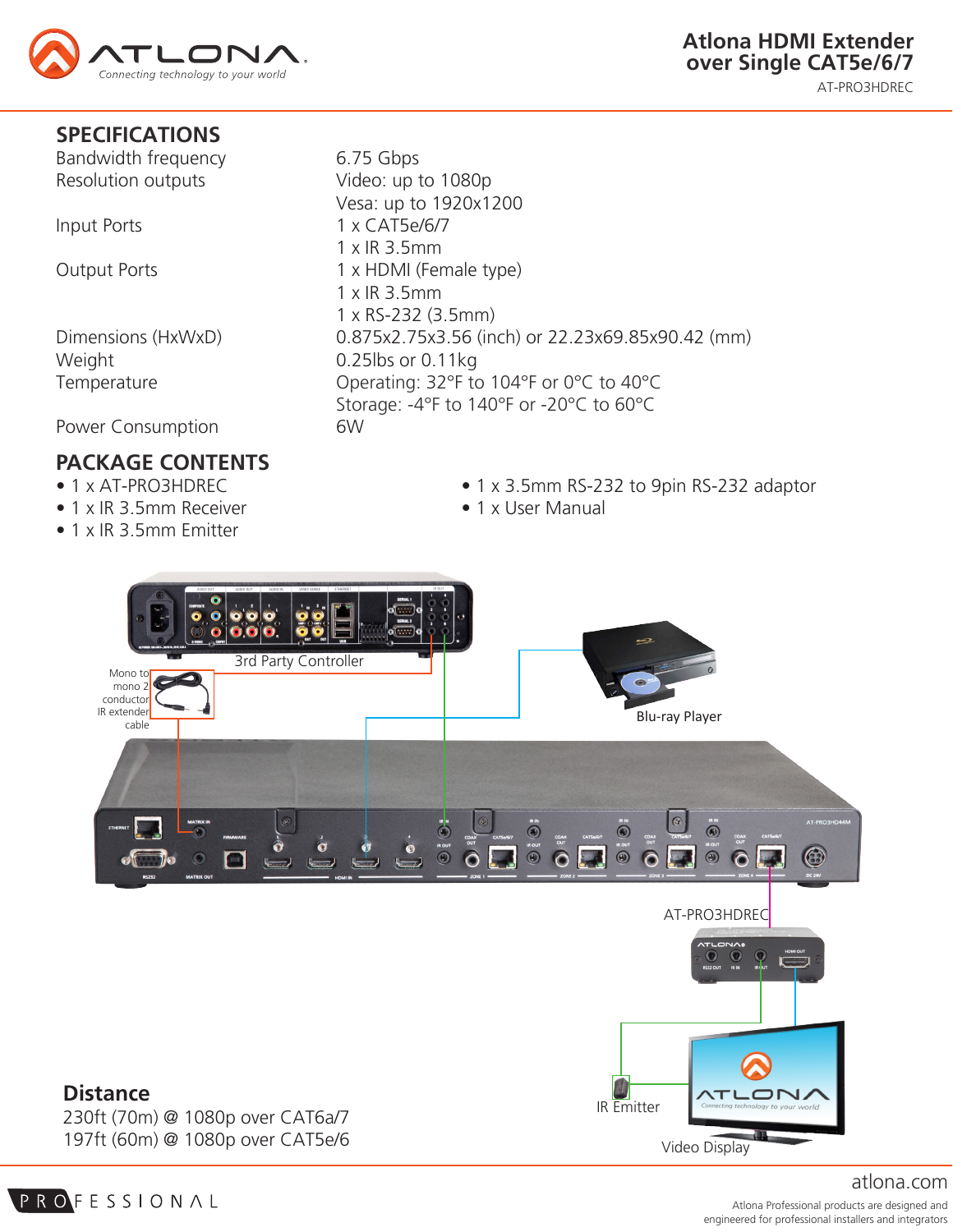Atlona HDMI Extender over Single CAT5e/6/7

AT-PRO3HDREC

## SPECIFICATIONS

| | |
|---|---|
| Bandwidth frequency | 6.75 Gbps |
| Resolution outputs | Video: up to 1080p<br>Vesa: up to 1920x1200 |
| Input Ports | 1 x CAT5e/6/7<br>1 x IR 3.5mm |
| Output Ports | 1 x HDMI (Female type)<br>1 x IR 3.5mm<br>1 x RS-232 (3.5mm) |
| Dimensions (HxWxD) | 0.875x2.75x3.56 (inch) or 22.23x69.85x90.42 (mm) |
| Weight | 0.25lbs or 0.11kg |
| Temperature | Operating: 32°F to 104°F or 0°C to 40°C<br>Storage: -4°F to 140°F or -20°C to 60°C |
| Power Consumption | 6W |

## PACKAGE CONTENTS

- 1 x AT-PRO3HDREC
- 1 x IR 3.5mm Receiver
- 1 x IR 3.5mm Emitter
- 1 x 3.5mm RS-232 to 9pin RS-232 adaptor
- 1 x User Manual

3rd Party Controller

Mono to mono 2 conductor IR extender cable

Blu-ray Player

AT-PRO3HDREC

IR Emitter

Video Display

## Distance

230ft (70m) @ 1080p over CAT6a/7
197ft (60m) @ 1080p over CAT5e/6

atlona.com

Atlona Professional products are designed and engineered for professional installers and integrators